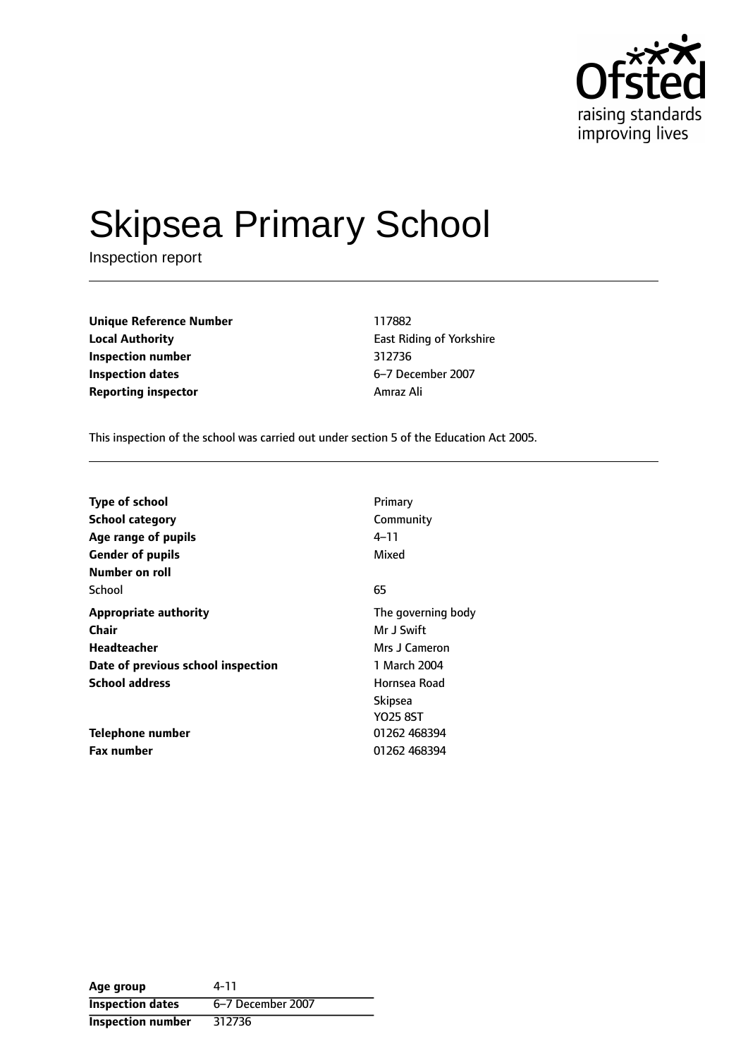Ofsted
raising standards
improving lives

# Skipsea Primary School

Inspection report

| | |
|---|---|
| **Unique Reference Number** | 117882 |
| **Local Authority** | East Riding of Yorkshire |
| **Inspection number** | 312736 |
| **Inspection dates** | 6–7 December 2007 |
| **Reporting inspector** | Amraz Ali |

This inspection of the school was carried out under section 5 of the Education Act 2005.

| | |
|---|---|
| **Type of school** | Primary |
| **School category** | Community |
| **Age range of pupils** | 4–11 |
| **Gender of pupils** | Mixed |
| **Number on roll** | |
| School | 65 |
| **Appropriate authority** | The governing body |
| **Chair** | Mr J Swift |
| **Headteacher** | Mrs J Cameron |
| **Date of previous school inspection** | 1 March 2004 |
| **School address** | Hornsea Road<br>Skipsea<br>YO25 8ST |
| **Telephone number** | 01262 468394 |
| **Fax number** | 01262 468394 |

| | |
|---|---|
| **Age group** | 4-11 |
| **Inspection dates** | 6–7 December 2007 |
| **Inspection number** | 312736 |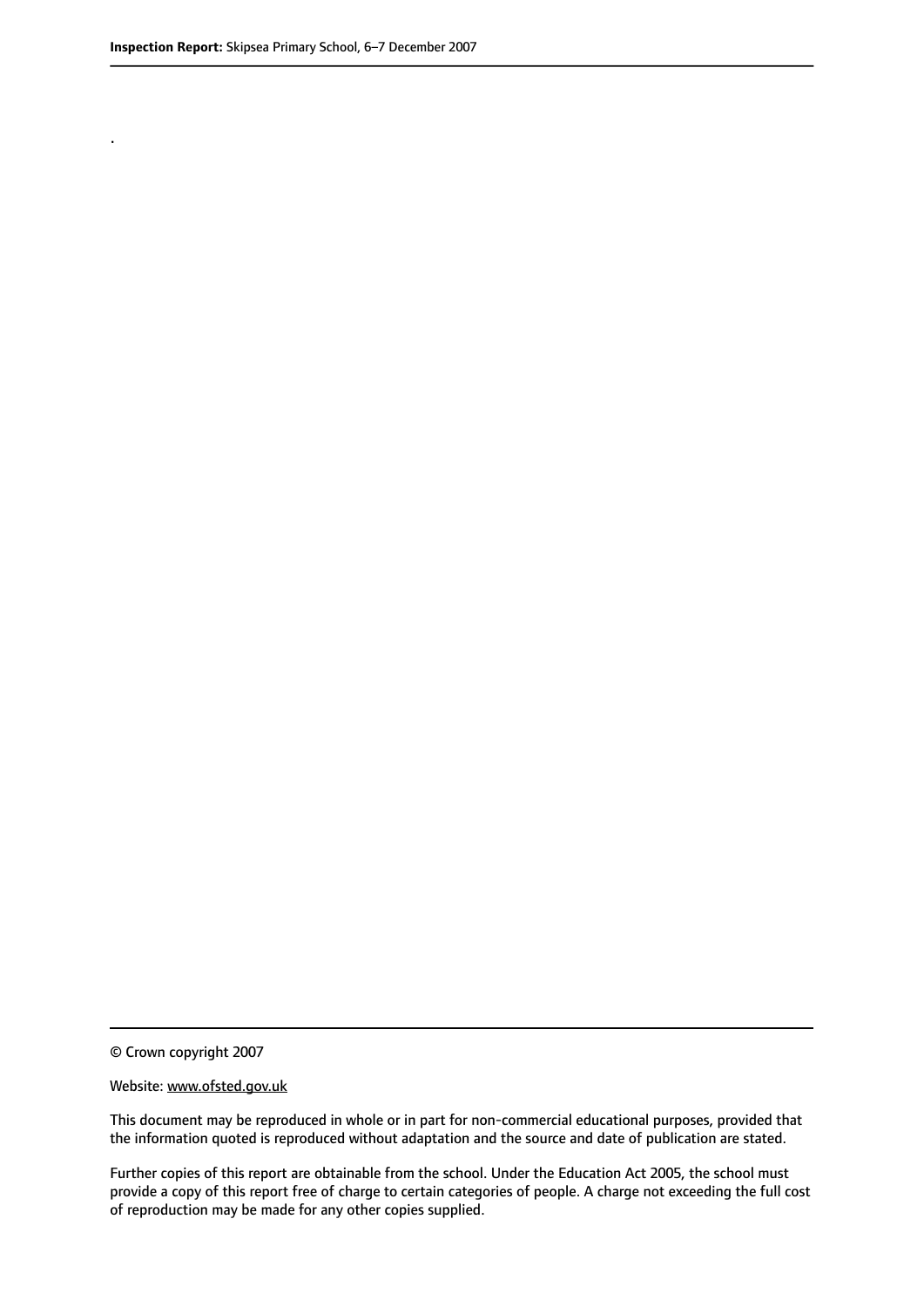.

© Crown copyright 2007

Website: www.ofsted.gov.uk

This document may be reproduced in whole or in part for non-commercial educational purposes, provided that the information quoted is reproduced without adaptation and the source and date of publication are stated.

Further copies of this report are obtainable from the school. Under the Education Act 2005, the school must provide a copy of this report free of charge to certain categories of people. A charge not exceeding the full cost of reproduction may be made for any other copies supplied.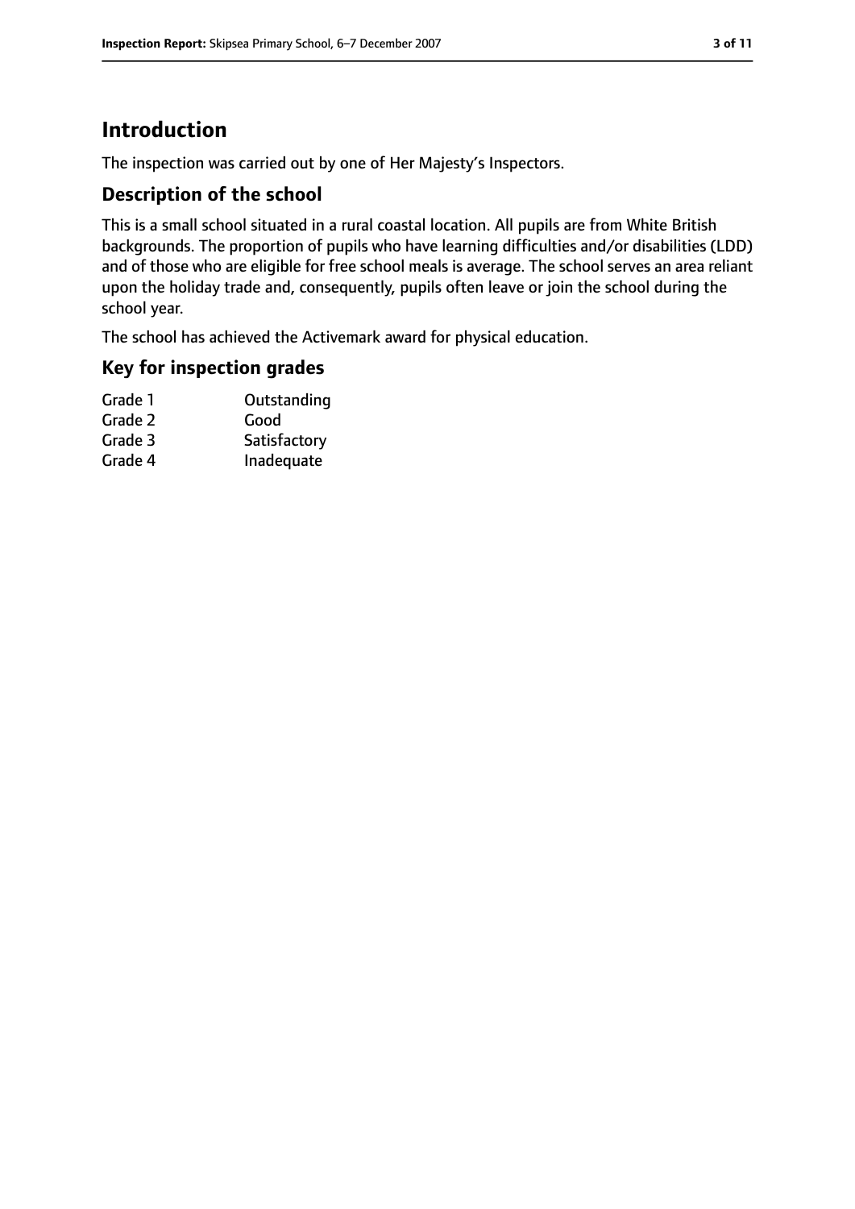# Introduction

The inspection was carried out by one of Her Majesty's Inspectors.

## Description of the school

This is a small school situated in a rural coastal location. All pupils are from White British backgrounds. The proportion of pupils who have learning difficulties and/or disabilities (LDD) and of those who are eligible for free school meals is average. The school serves an area reliant upon the holiday trade and, consequently, pupils often leave or join the school during the school year.

The school has achieved the Activemark award for physical education.

## Key for inspection grades

| | |
|---|---|
| Grade 1 | Outstanding |
| Grade 2 | Good |
| Grade 3 | Satisfactory |
| Grade 4 | Inadequate |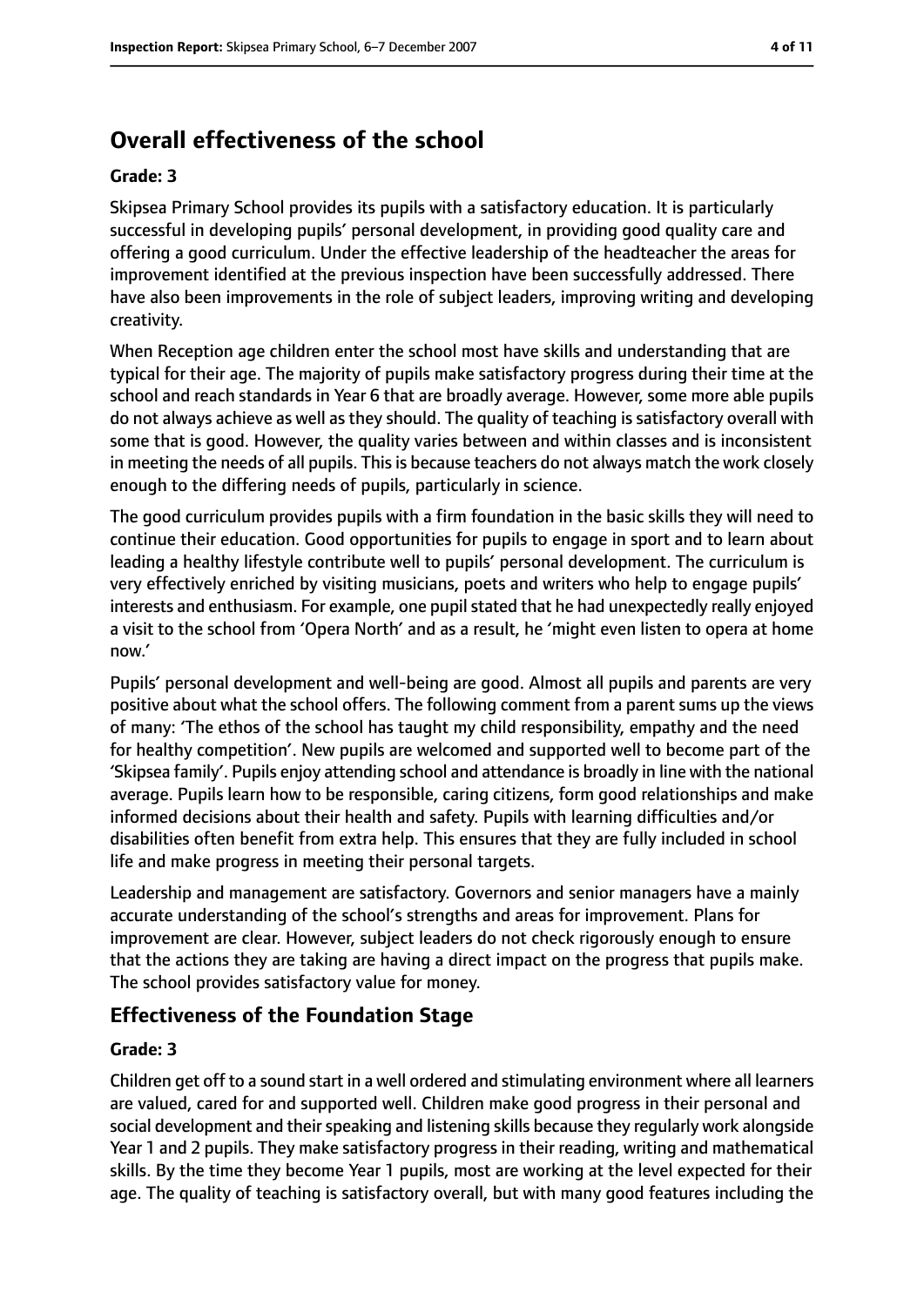## Overall effectiveness of the school

**Grade: 3**

Skipsea Primary School provides its pupils with a satisfactory education. It is particularly successful in developing pupils' personal development, in providing good quality care and offering a good curriculum. Under the effective leadership of the headteacher the areas for improvement identified at the previous inspection have been successfully addressed. There have also been improvements in the role of subject leaders, improving writing and developing creativity.

When Reception age children enter the school most have skills and understanding that are typical for their age. The majority of pupils make satisfactory progress during their time at the school and reach standards in Year 6 that are broadly average. However, some more able pupils do not always achieve as well as they should. The quality of teaching is satisfactory overall with some that is good. However, the quality varies between and within classes and is inconsistent in meeting the needs of all pupils. This is because teachers do not always match the work closely enough to the differing needs of pupils, particularly in science.

The good curriculum provides pupils with a firm foundation in the basic skills they will need to continue their education. Good opportunities for pupils to engage in sport and to learn about leading a healthy lifestyle contribute well to pupils' personal development. The curriculum is very effectively enriched by visiting musicians, poets and writers who help to engage pupils' interests and enthusiasm. For example, one pupil stated that he had unexpectedly really enjoyed a visit to the school from 'Opera North' and as a result, he 'might even listen to opera at home now.'

Pupils' personal development and well-being are good. Almost all pupils and parents are very positive about what the school offers. The following comment from a parent sums up the views of many: 'The ethos of the school has taught my child responsibility, empathy and the need for healthy competition'. New pupils are welcomed and supported well to become part of the 'Skipsea family'. Pupils enjoy attending school and attendance is broadly in line with the national average. Pupils learn how to be responsible, caring citizens, form good relationships and make informed decisions about their health and safety. Pupils with learning difficulties and/or disabilities often benefit from extra help. This ensures that they are fully included in school life and make progress in meeting their personal targets.

Leadership and management are satisfactory. Governors and senior managers have a mainly accurate understanding of the school's strengths and areas for improvement. Plans for improvement are clear. However, subject leaders do not check rigorously enough to ensure that the actions they are taking are having a direct impact on the progress that pupils make. The school provides satisfactory value for money.

### Effectiveness of the Foundation Stage

**Grade: 3**

Children get off to a sound start in a well ordered and stimulating environment where all learners are valued, cared for and supported well. Children make good progress in their personal and social development and their speaking and listening skills because they regularly work alongside Year 1 and 2 pupils. They make satisfactory progress in their reading, writing and mathematical skills. By the time they become Year 1 pupils, most are working at the level expected for their age. The quality of teaching is satisfactory overall, but with many good features including the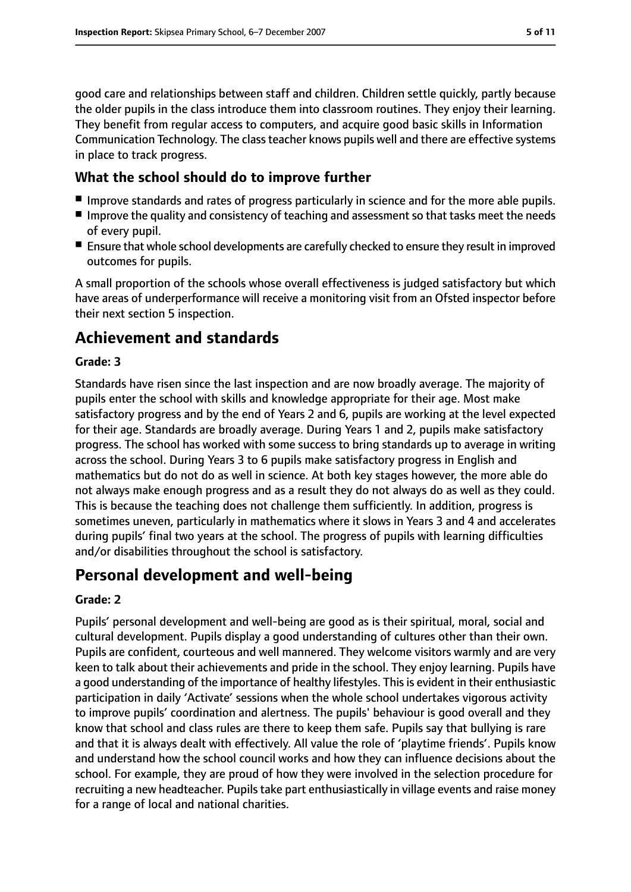good care and relationships between staff and children. Children settle quickly, partly because the older pupils in the class introduce them into classroom routines. They enjoy their learning. They benefit from regular access to computers, and acquire good basic skills in Information Communication Technology. The class teacher knows pupils well and there are effective systems in place to track progress.

### What the school should do to improve further

- Improve standards and rates of progress particularly in science and for the more able pupils.
- Improve the quality and consistency of teaching and assessment so that tasks meet the needs of every pupil.
- Ensure that whole school developments are carefully checked to ensure they result in improved outcomes for pupils.

A small proportion of the schools whose overall effectiveness is judged satisfactory but which have areas of underperformance will receive a monitoring visit from an Ofsted inspector before their next section 5 inspection.

## Achievement and standards

#### Grade: 3

Standards have risen since the last inspection and are now broadly average. The majority of pupils enter the school with skills and knowledge appropriate for their age. Most make satisfactory progress and by the end of Years 2 and 6, pupils are working at the level expected for their age. Standards are broadly average. During Years 1 and 2, pupils make satisfactory progress. The school has worked with some success to bring standards up to average in writing across the school. During Years 3 to 6 pupils make satisfactory progress in English and mathematics but do not do as well in science. At both key stages however, the more able do not always make enough progress and as a result they do not always do as well as they could. This is because the teaching does not challenge them sufficiently. In addition, progress is sometimes uneven, particularly in mathematics where it slows in Years 3 and 4 and accelerates during pupils' final two years at the school. The progress of pupils with learning difficulties and/or disabilities throughout the school is satisfactory.

## Personal development and well-being

#### Grade: 2

Pupils' personal development and well-being are good as is their spiritual, moral, social and cultural development. Pupils display a good understanding of cultures other than their own. Pupils are confident, courteous and well mannered. They welcome visitors warmly and are very keen to talk about their achievements and pride in the school. They enjoy learning. Pupils have a good understanding of the importance of healthy lifestyles. This is evident in their enthusiastic participation in daily 'Activate' sessions when the whole school undertakes vigorous activity to improve pupils' coordination and alertness. The pupils' behaviour is good overall and they know that school and class rules are there to keep them safe. Pupils say that bullying is rare and that it is always dealt with effectively. All value the role of 'playtime friends'. Pupils know and understand how the school council works and how they can influence decisions about the school. For example, they are proud of how they were involved in the selection procedure for recruiting a new headteacher. Pupils take part enthusiastically in village events and raise money for a range of local and national charities.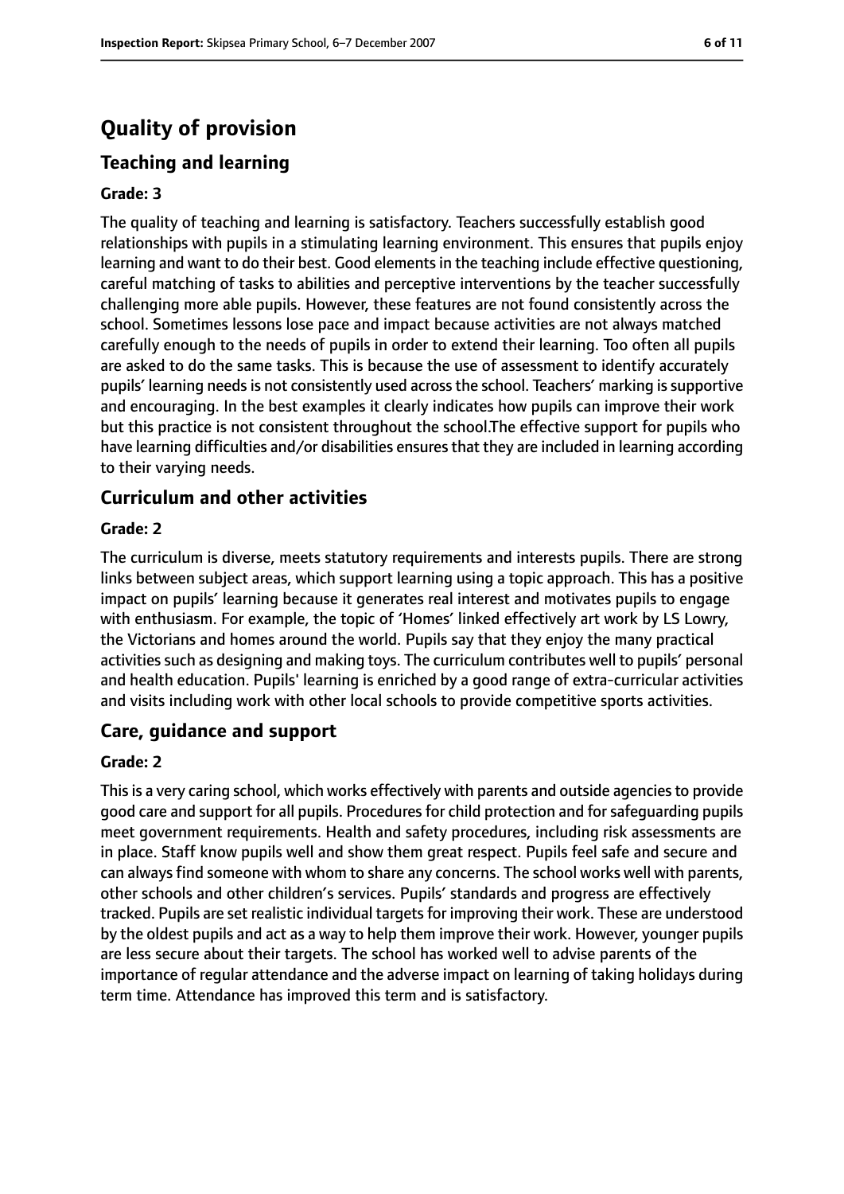# Quality of provision

## Teaching and learning

### Grade: 3

The quality of teaching and learning is satisfactory. Teachers successfully establish good relationships with pupils in a stimulating learning environment. This ensures that pupils enjoy learning and want to do their best. Good elements in the teaching include effective questioning, careful matching of tasks to abilities and perceptive interventions by the teacher successfully challenging more able pupils. However, these features are not found consistently across the school. Sometimes lessons lose pace and impact because activities are not always matched carefully enough to the needs of pupils in order to extend their learning. Too often all pupils are asked to do the same tasks. This is because the use of assessment to identify accurately pupils' learning needs is not consistently used across the school. Teachers' marking is supportive and encouraging. In the best examples it clearly indicates how pupils can improve their work but this practice is not consistent throughout the school.The effective support for pupils who have learning difficulties and/or disabilities ensures that they are included in learning according to their varying needs.

## Curriculum and other activities

### Grade: 2

The curriculum is diverse, meets statutory requirements and interests pupils. There are strong links between subject areas, which support learning using a topic approach. This has a positive impact on pupils' learning because it generates real interest and motivates pupils to engage with enthusiasm. For example, the topic of 'Homes' linked effectively art work by LS Lowry, the Victorians and homes around the world. Pupils say that they enjoy the many practical activities such as designing and making toys. The curriculum contributes well to pupils' personal and health education. Pupils' learning is enriched by a good range of extra-curricular activities and visits including work with other local schools to provide competitive sports activities.

## Care, guidance and support

### Grade: 2

This is a very caring school, which works effectively with parents and outside agencies to provide good care and support for all pupils. Procedures for child protection and for safeguarding pupils meet government requirements. Health and safety procedures, including risk assessments are in place. Staff know pupils well and show them great respect. Pupils feel safe and secure and can always find someone with whom to share any concerns. The school works well with parents, other schools and other children's services. Pupils' standards and progress are effectively tracked. Pupils are set realistic individual targets for improving their work. These are understood by the oldest pupils and act as a way to help them improve their work. However, younger pupils are less secure about their targets. The school has worked well to advise parents of the importance of regular attendance and the adverse impact on learning of taking holidays during term time. Attendance has improved this term and is satisfactory.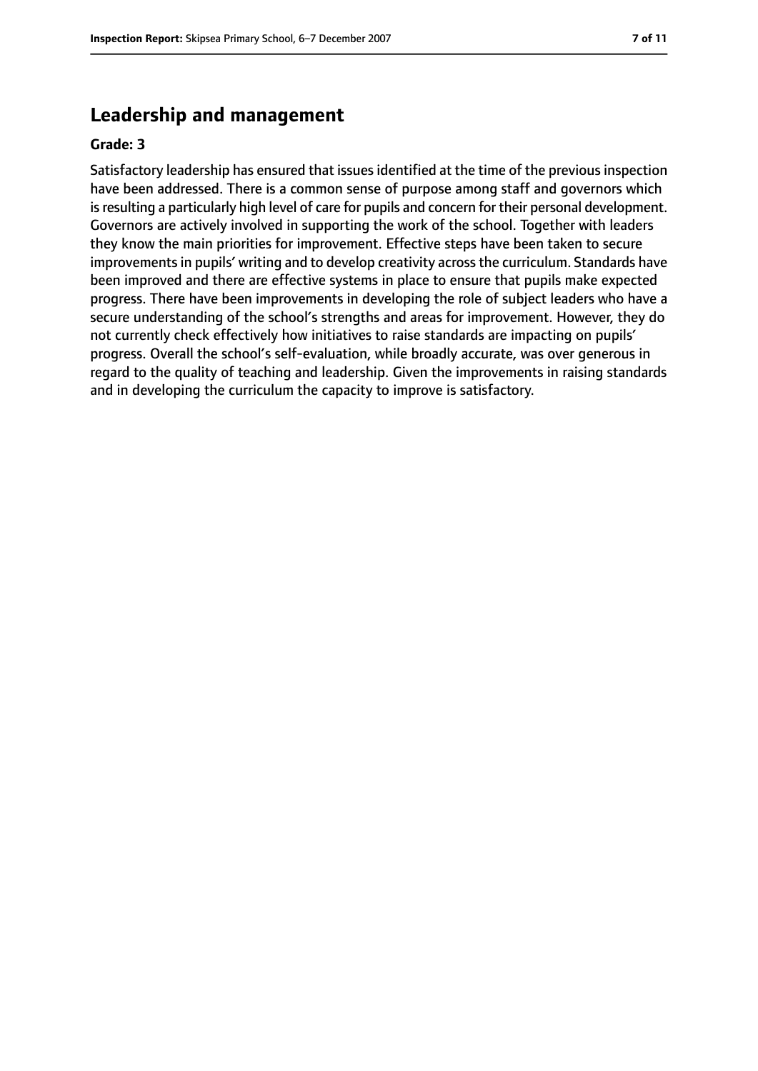## Leadership and management

**Grade: 3**

Satisfactory leadership has ensured that issues identified at the time of the previous inspection have been addressed. There is a common sense of purpose among staff and governors which is resulting a particularly high level of care for pupils and concern for their personal development. Governors are actively involved in supporting the work of the school. Together with leaders they know the main priorities for improvement. Effective steps have been taken to secure improvements in pupils' writing and to develop creativity across the curriculum. Standards have been improved and there are effective systems in place to ensure that pupils make expected progress. There have been improvements in developing the role of subject leaders who have a secure understanding of the school's strengths and areas for improvement. However, they do not currently check effectively how initiatives to raise standards are impacting on pupils' progress. Overall the school's self-evaluation, while broadly accurate, was over generous in regard to the quality of teaching and leadership. Given the improvements in raising standards and in developing the curriculum the capacity to improve is satisfactory.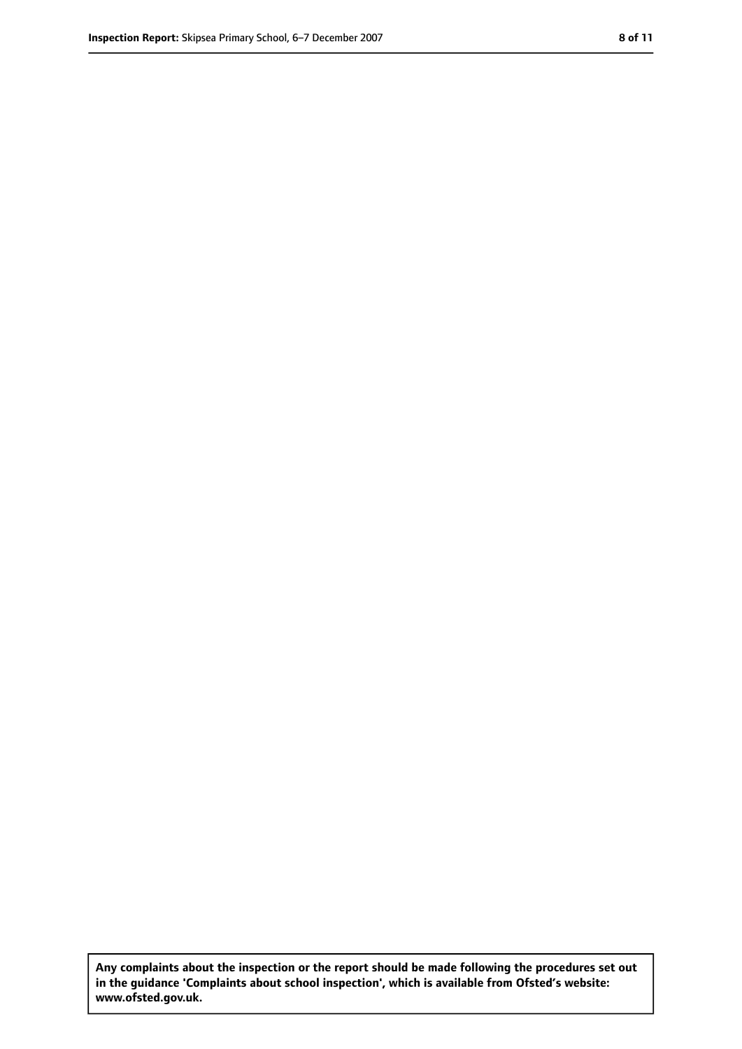**Any complaints about the inspection or the report should be made following the procedures set out in the guidance 'Complaints about school inspection', which is available from Ofsted's website: www.ofsted.gov.uk.**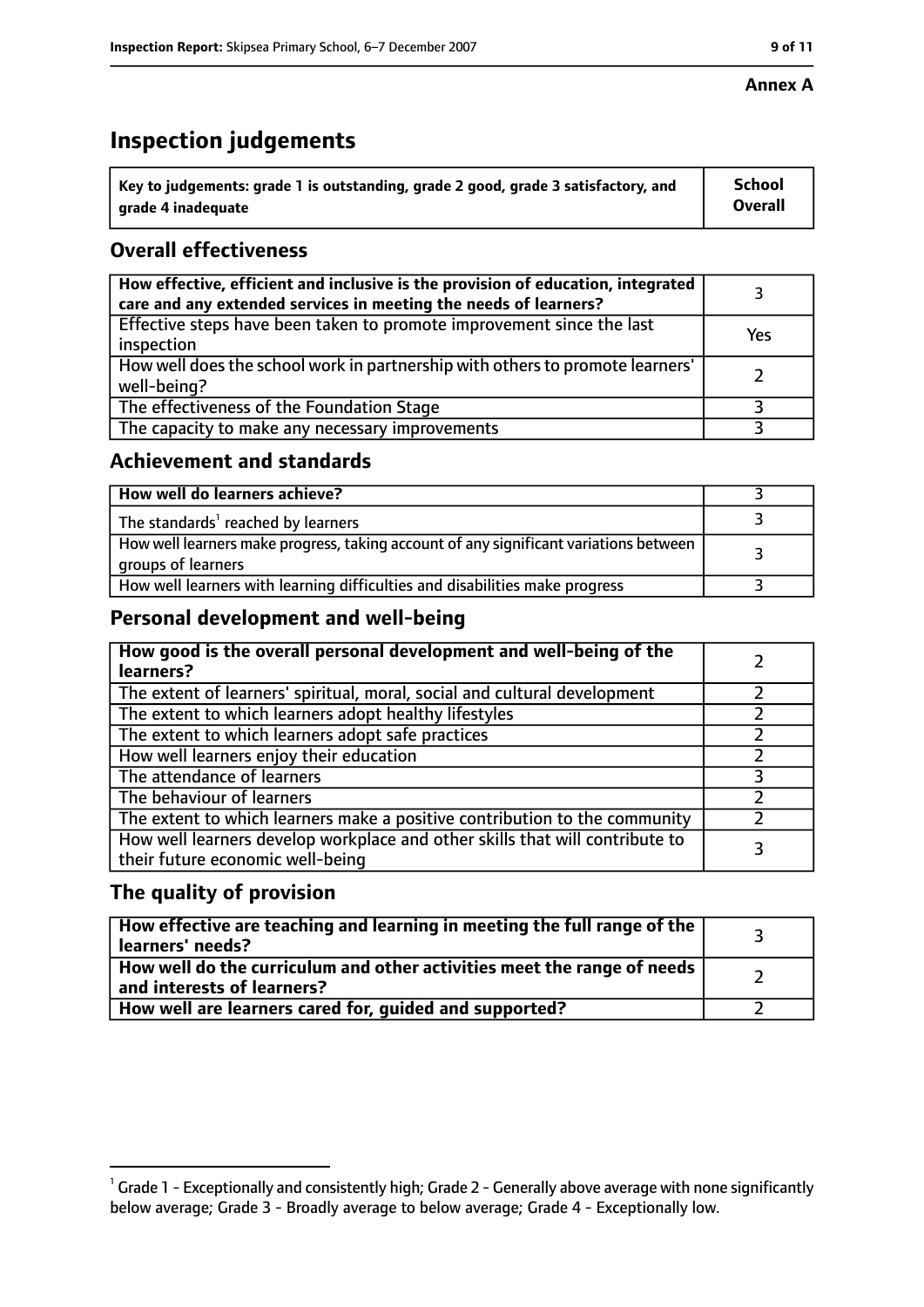**Annex A**

# Inspection judgements

| Key to judgements: grade 1 is outstanding, grade 2 good, grade 3 satisfactory, and grade 4 inadequate | School Overall |
|---|---|

## Overall effectiveness

| | |
|---|---|
| **How effective, efficient and inclusive is the provision of education, integrated care and any extended services in meeting the needs of learners?** | 3 |
| Effective steps have been taken to promote improvement since the last inspection | Yes |
| How well does the school work in partnership with others to promote learners' well-being? | 2 |
| The effectiveness of the Foundation Stage | 3 |
| The capacity to make any necessary improvements | 3 |

## Achievement and standards

| | |
|---|---|
| **How well do learners achieve?** | 3 |
| The standards[1] reached by learners | 3 |
| How well learners make progress, taking account of any significant variations between groups of learners | 3 |
| How well learners with learning difficulties and disabilities make progress | 3 |

## Personal development and well-being

| | |
|---|---|
| **How good is the overall personal development and well-being of the learners?** | 2 |
| The extent of learners' spiritual, moral, social and cultural development | 2 |
| The extent to which learners adopt healthy lifestyles | 2 |
| The extent to which learners adopt safe practices | 2 |
| How well learners enjoy their education | 2 |
| The attendance of learners | 3 |
| The behaviour of learners | 2 |
| The extent to which learners make a positive contribution to the community | 2 |
| How well learners develop workplace and other skills that will contribute to their future economic well-being | 3 |

## The quality of provision

| | |
|---|---|
| **How effective are teaching and learning in meeting the full range of the learners' needs?** | 3 |
| **How well do the curriculum and other activities meet the range of needs and interests of learners?** | 2 |
| **How well are learners cared for, guided and supported?** | 2 |

[1] Grade 1 - Exceptionally and consistently high; Grade 2 - Generally above average with none significantly below average; Grade 3 - Broadly average to below average; Grade 4 - Exceptionally low.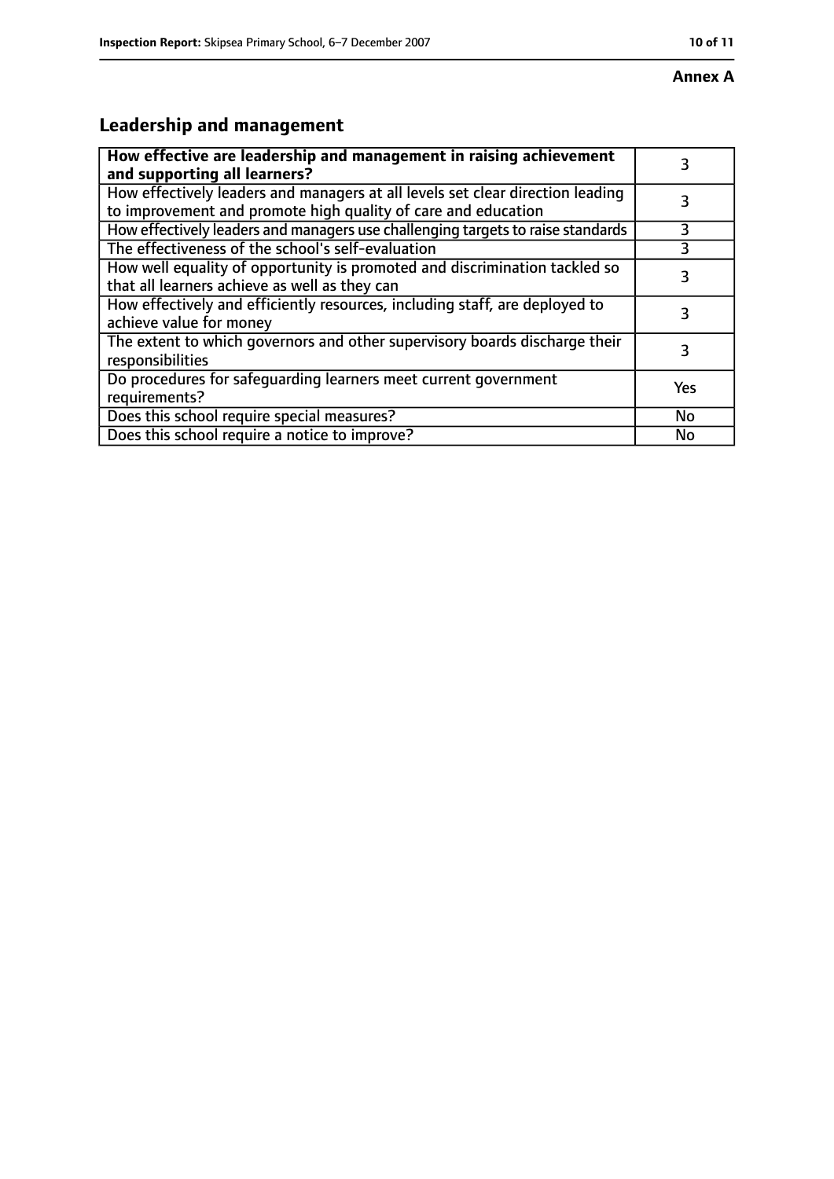**Annex A**

## Leadership and management

| **How effective are leadership and management in raising achievement and supporting all learners?** | 3 |
|---|---|
| How effectively leaders and managers at all levels set clear direction leading to improvement and promote high quality of care and education | 3 |
| How effectively leaders and managers use challenging targets to raise standards | 3 |
| The effectiveness of the school's self-evaluation | 3 |
| How well equality of opportunity is promoted and discrimination tackled so that all learners achieve as well as they can | 3 |
| How effectively and efficiently resources, including staff, are deployed to achieve value for money | 3 |
| The extent to which governors and other supervisory boards discharge their responsibilities | 3 |
| Do procedures for safeguarding learners meet current government requirements? | Yes |
| Does this school require special measures? | No |
| Does this school require a notice to improve? | No |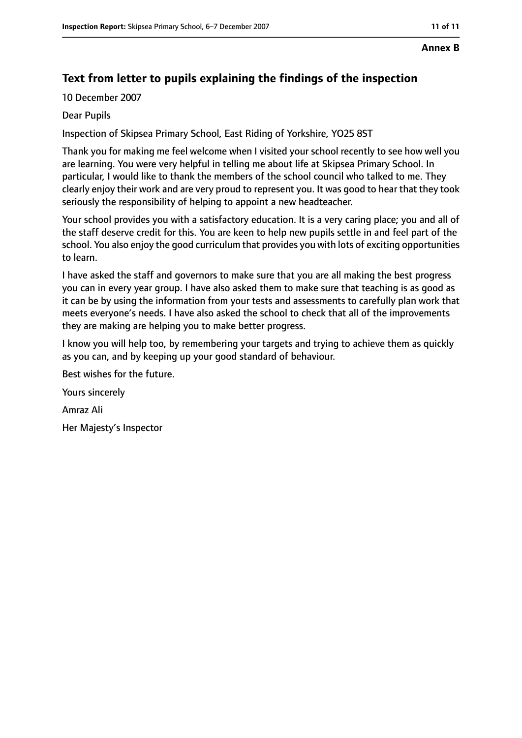**Annex B**

## Text from letter to pupils explaining the findings of the inspection

10 December 2007

Dear Pupils

Inspection of Skipsea Primary School, East Riding of Yorkshire, YO25 8ST

Thank you for making me feel welcome when I visited your school recently to see how well you are learning. You were very helpful in telling me about life at Skipsea Primary School. In particular, I would like to thank the members of the school council who talked to me. They clearly enjoy their work and are very proud to represent you. It was good to hear that they took seriously the responsibility of helping to appoint a new headteacher.

Your school provides you with a satisfactory education. It is a very caring place; you and all of the staff deserve credit for this. You are keen to help new pupils settle in and feel part of the school. You also enjoy the good curriculum that provides you with lots of exciting opportunities to learn.

I have asked the staff and governors to make sure that you are all making the best progress you can in every year group. I have also asked them to make sure that teaching is as good as it can be by using the information from your tests and assessments to carefully plan work that meets everyone's needs. I have also asked the school to check that all of the improvements they are making are helping you to make better progress.

I know you will help too, by remembering your targets and trying to achieve them as quickly as you can, and by keeping up your good standard of behaviour.

Best wishes for the future.

Yours sincerely

Amraz Ali

Her Majesty's Inspector